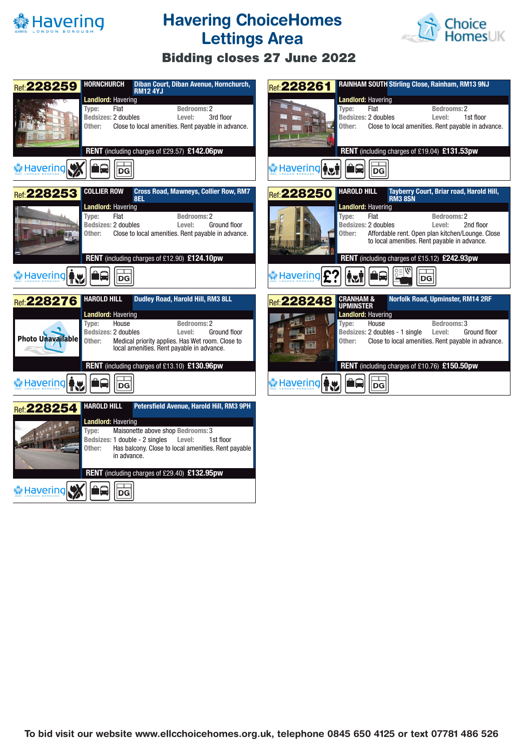# Havering ChoiceHomes Lettings Area

## Bidding closes 27 June 2022

---

### Ref: 228259 — HORNCHURCH — Diban Court, Diban Avenue, Hornchurch, RM12 4YJ

**Landlord:** Havering

| | | | |
|---|---|---|---|
| Type: | Flat | Bedrooms: | 2 |
| Bedsizes: | 2 doubles | Level: | 3rd floor |

Other: Close to local amenities. Rent payable in advance.

**RENT** (including charges of £29.57) **£142.06pw**

---

### Ref: 228261 — RAINHAM SOUTH — Stirling Close, Rainham, RM13 9NJ

**Landlord:** Havering

| | | | |
|---|---|---|---|
| Type: | Flat | Bedrooms: | 2 |
| Bedsizes: | 2 doubles | Level: | 1st floor |

Other: Close to local amenities. Rent payable in advance.

**RENT** (including charges of £19.04) **£131.53pw**

---

### Ref: 228253 — COLLIER ROW — Cross Road, Mawneys, Collier Row, RM7 8EL

**Landlord:** Havering

| | | | |
|---|---|---|---|
| Type: | Flat | Bedrooms: | 2 |
| Bedsizes: | 2 doubles | Level: | Ground floor |

Other: Close to local amenities. Rent payable in advance.

**RENT** (including charges of £12.90) **£124.10pw**

---

### Ref: 228250 — HAROLD HILL — Tayberry Court, Briar road, Harold Hill, RM3 8SN

**Landlord:** Havering

| | | | |
|---|---|---|---|
| Type: | Flat | Bedrooms: | 2 |
| Bedsizes: | 2 doubles | Level: | 2nd floor |

Other: Affordable rent. Open plan kitchen/Lounge. Close to local amenities. Rent payable in advance.

**RENT** (including charges of £15.12) **£242.93pw**

---

### Ref: 228276 — HAROLD HILL — Dudley Road, Harold Hill, RM3 8LL

Photo Unavailable

**Landlord:** Havering

| | | | |
|---|---|---|---|
| Type: | House | Bedrooms: | 2 |
| Bedsizes: | 2 doubles | Level: | Ground floor |

Other: Medical priority applies. Has Wet room. Close to local amenities. Rent payable in advance.

**RENT** (including charges of £13.10) **£130.96pw**

---

### Ref: 228248 — CRANHAM & UPMINSTER — Norfolk Road, Upminster, RM14 2RF

**Landlord:** Havering

| | | | |
|---|---|---|---|
| Type: | House | Bedrooms: | 3 |
| Bedsizes: | 2 doubles - 1 single | Level: | Ground floor |

Other: Close to local amenities. Rent payable in advance.

**RENT** (including charges of £10.76) **£150.50pw**

---

### Ref: 228254 — HAROLD HILL — Petersfield Avenue, Harold Hill, RM3 9PH

**Landlord:** Havering

| | | | |
|---|---|---|---|
| Type: | Maisonette above shop | Bedrooms: | 3 |
| Bedsizes: | 1 double - 2 singles | Level: | 1st floor |

Other: Has balcony. Close to local amenities. Rent payable in advance.

**RENT** (including charges of £29.40) **£132.95pw**

---

**To bid visit our website www.ellcchoicehomes.org.uk, telephone 0845 650 4125 or text 07781 486 526**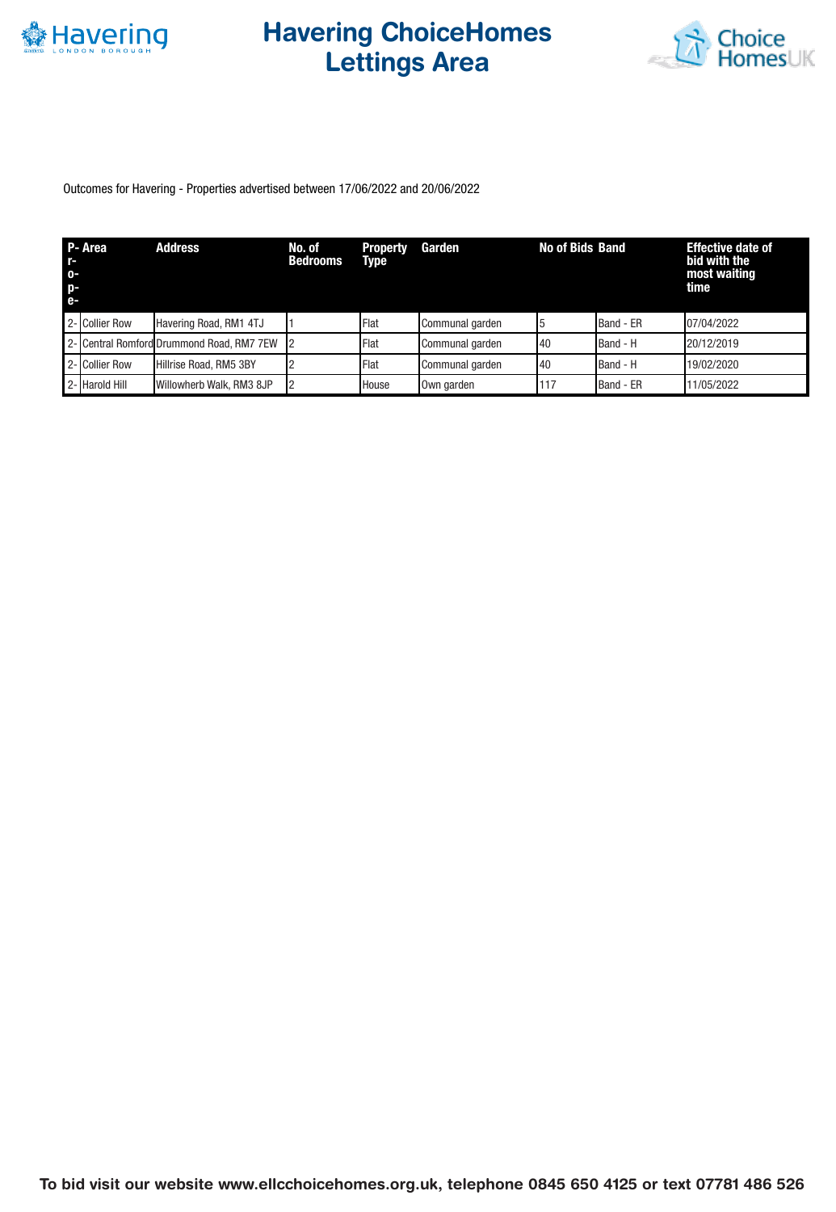# Havering ChoiceHomes Lettings Area

Outcomes for Havering - Properties advertised between 17/06/2022 and 20/06/2022

| P-r-o-p-e- | Area | Address | No. of Bedrooms | Property Type | Garden | No of Bids | Band | Effective date of bid with the most waiting time |
|---|---|---|---|---|---|---|---|---|
| 2- | Collier Row | Havering Road, RM1 4TJ | 1 | Flat | Communal garden | 5 | Band - ER | 07/04/2022 |
| 2- | Central Romford | Drummond Road, RM7 7EW | 2 | Flat | Communal garden | 40 | Band - H | 20/12/2019 |
| 2- | Collier Row | Hillrise Road, RM5 3BY | 2 | Flat | Communal garden | 40 | Band - H | 19/02/2020 |
| 2- | Harold Hill | Willowherb Walk, RM3 8JP | 2 | House | Own garden | 117 | Band - ER | 11/05/2022 |

**To bid visit our website www.ellcchoicehomes.org.uk, telephone 0845 650 4125 or text 07781 486 526**